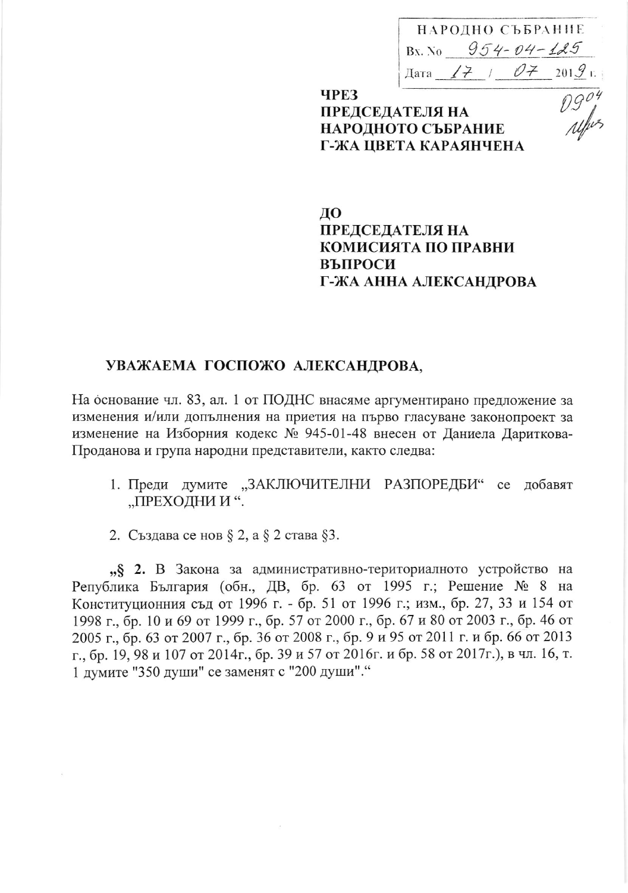НАРОДНО СЪБРАНИЕ
Вх. № 954-04-125
Дата 17 / 07 2019 г.

**ЧРЕЗ**
**ПРЕДСЕДАТЕЛЯ НА**
**НАРОДНОТО СЪБРАНИЕ**
**Г-ЖА ЦВЕТА КАРАЯНЧЕВА**

0904

**ДО**
**ПРЕДСЕДАТЕЛЯ НА**
**КОМИСИЯТА ПО ПРАВНИ**
**ВЪПРОСИ**
**Г-ЖА АННА АЛЕКСАНДРОВА**

**УВАЖАЕМА ГОСПОЖО АЛЕКСАНДРОВА,**

На основание чл. 83, ал. 1 от ПОДНС внасяме аргументирано предложение за изменения и/или допълнения на приетия на първо гласуване законопроект за изменение на Изборния кодекс № 945-01-48 внесен от Даниела Дариткова-Проданова и група народни представители, както следва:

1. Преди думите „ЗАКЛЮЧИТЕЛНИ РАЗПОРЕДБИ" се добавят „ПРЕХОДНИ И ".

2. Създава се нов § 2, а § 2 става §3.

„**§ 2.** В Закона за административно-териториалното устройство на Република България (обн., ДВ, бр. 63 от 1995 г.; Решение № 8 на Конституционния съд от 1996 г. - бр. 51 от 1996 г.; изм., бр. 27, 33 и 154 от 1998 г., бр. 10 и 69 от 1999 г., бр. 57 от 2000 г., бр. 67 и 80 от 2003 г., бр. 46 от 2005 г., бр. 63 от 2007 г., бр. 36 от 2008 г., бр. 9 и 95 от 2011 г. и бр. 66 от 2013 г., бр. 19, 98 и 107 от 2014г., бр. 39 и 57 от 2016г. и бр. 58 от 2017г.), в чл. 16, т. 1 думите "350 души" се заменят с "200 души"."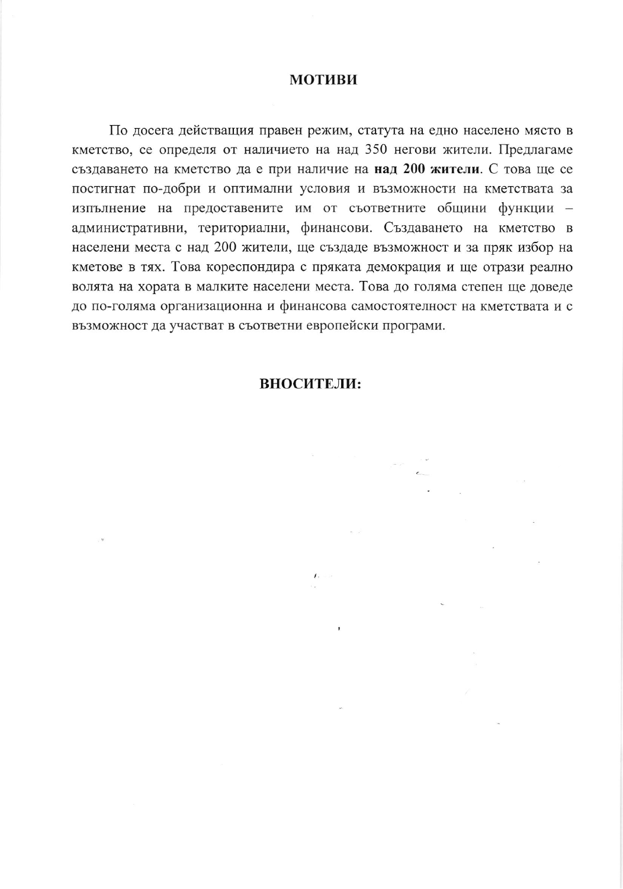## МОТИВИ

По досега действащия правен режим, статута на едно населено място в кметство, се определя от наличието на над 350 негови жители. Предлагаме създаването на кметство да е при наличие на **над 200 жители**. С това ще се постигнат по-добри и оптимални условия и възможности на кметствата за изпълнение на предоставените им от съответните общини функции – административни, териториални, финансови. Създаването на кметство в населени места с над 200 жители, ще създаде възможност и за пряк избор на кметове в тях. Това кореспондира с пряката демокрация и ще отрази реално волята на хората в малките населени места. Това до голяма степен ще доведе до по-голяма организационна и финансова самостоятелност на кметствата и с възможност да участват в съответни европейски програми.

## ВНОСИТЕЛИ: